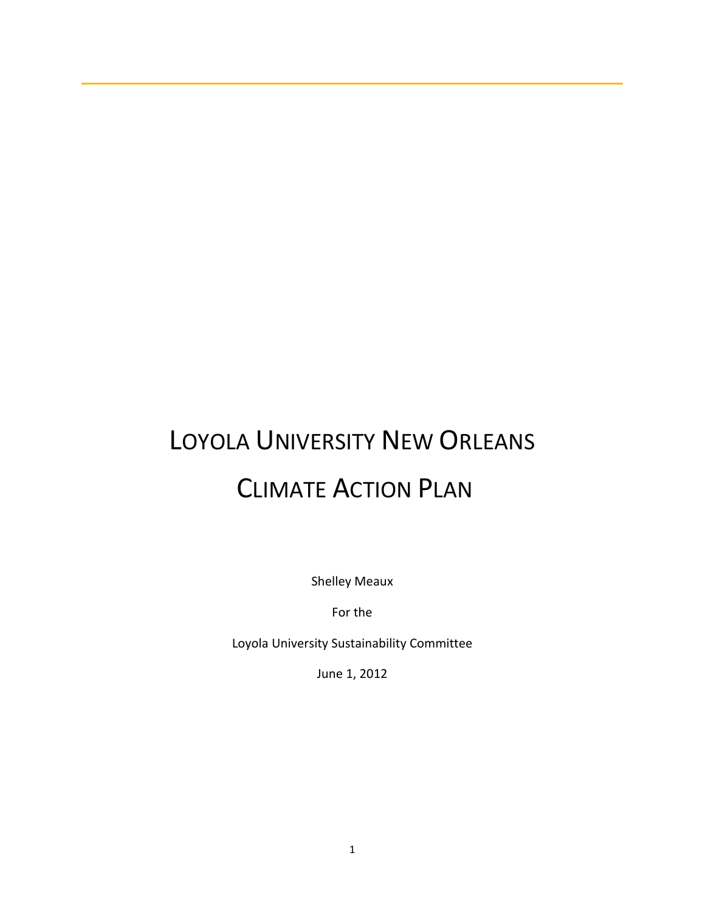# Loyola University New Orleans

# Climate Action Plan

Shelley Meaux

For the

Loyola University Sustainability Committee

June 1, 2012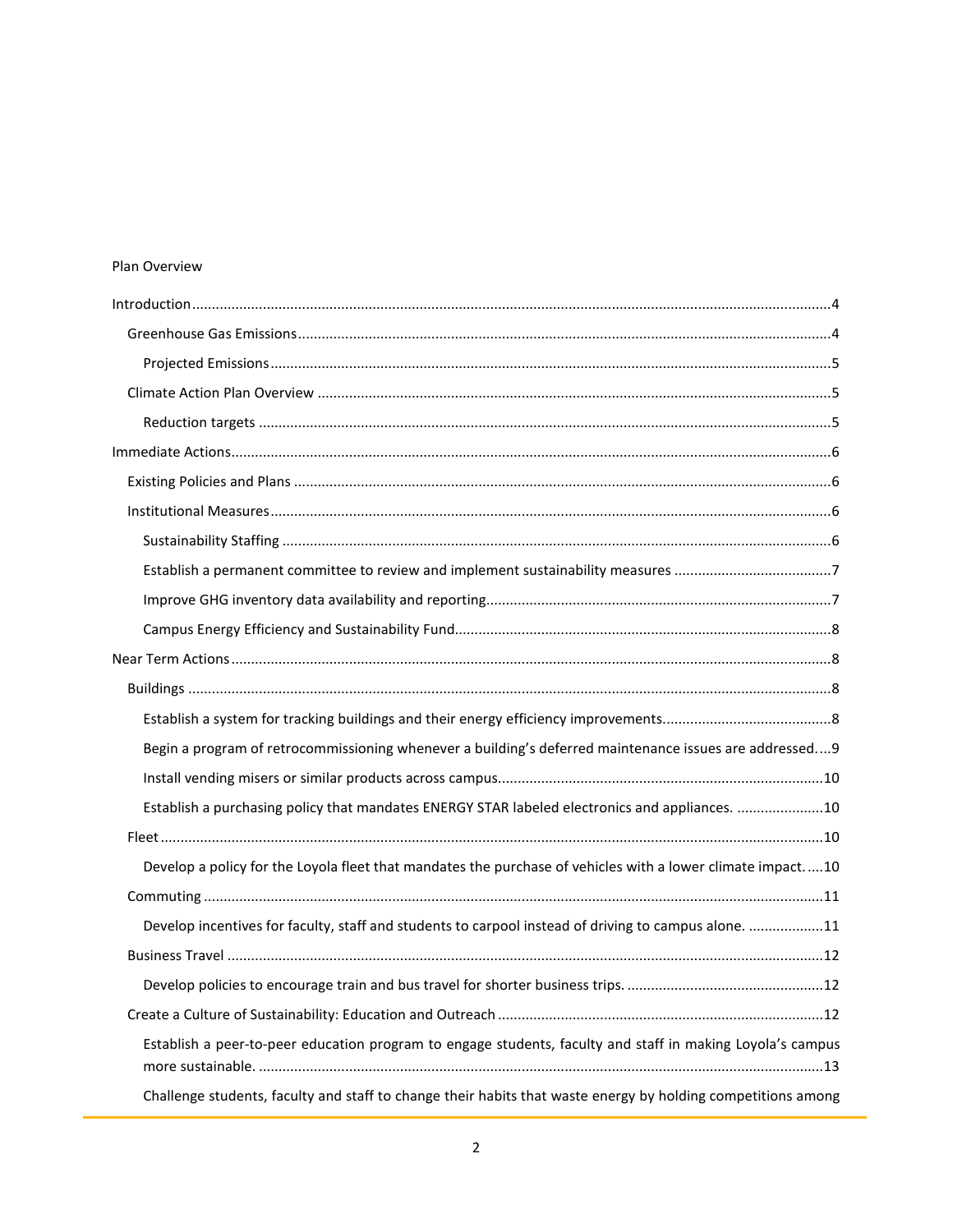Plan Overview

- Introduction....4
  - Greenhouse Gas Emissions....4
    - Projected Emissions....5
  - Climate Action Plan Overview....5
    - Reduction targets....5
- Immediate Actions....6
  - Existing Policies and Plans....6
  - Institutional Measures....6
    - Sustainability Staffing....6
    - Establish a permanent committee to review and implement sustainability measures....7
    - Improve GHG inventory data availability and reporting....7
    - Campus Energy Efficiency and Sustainability Fund....8
- Near Term Actions....8
  - Buildings....8
    - Establish a system for tracking buildings and their energy efficiency improvements....8
    - Begin a program of retrocommissioning whenever a building's deferred maintenance issues are addressed....9
    - Install vending misers or similar products across campus....10
    - Establish a purchasing policy that mandates ENERGY STAR labeled electronics and appliances....10
  - Fleet....10
    - Develop a policy for the Loyola fleet that mandates the purchase of vehicles with a lower climate impact....10
  - Commuting....11
    - Develop incentives for faculty, staff and students to carpool instead of driving to campus alone....11
  - Business Travel....12
    - Develop policies to encourage train and bus travel for shorter business trips....12
  - Create a Culture of Sustainability: Education and Outreach....12
    - Establish a peer-to-peer education program to engage students, faculty and staff in making Loyola's campus more sustainable....13
    - Challenge students, faculty and staff to change their habits that waste energy by holding competitions among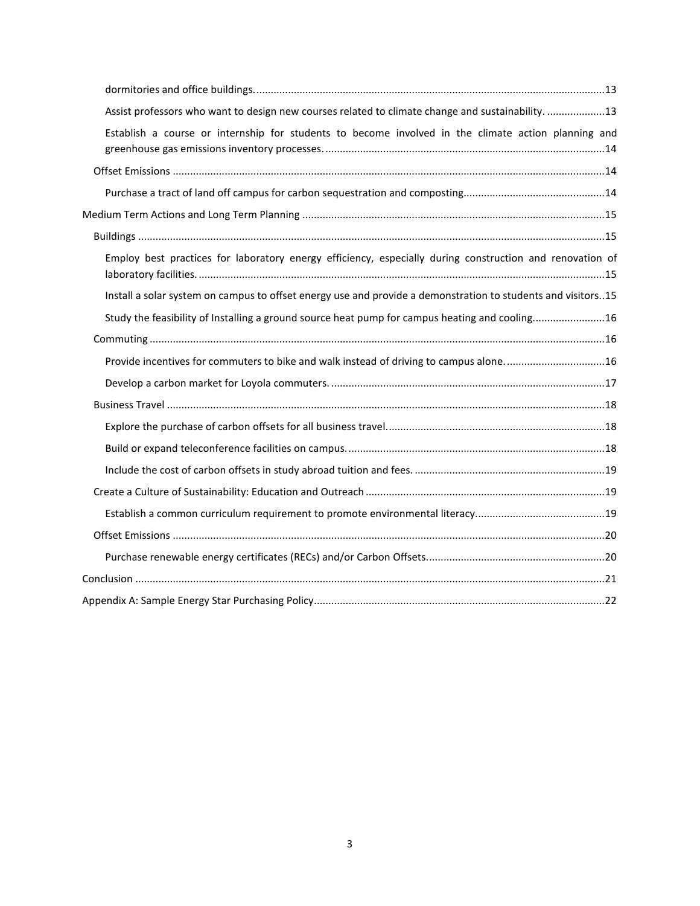dormitories and office buildings. ........................................................................................................................13

Assist professors who want to design new courses related to climate change and sustainability. ....................13

Establish a course or internship for students to become involved in the climate action planning and greenhouse gas emissions inventory processes. ................................................................................................14

Offset Emissions ....................................................................................................................................................14

Purchase a tract of land off campus for carbon sequestration and composting................................................14

Medium Term Actions and Long Term Planning ........................................................................................................15

Buildings ................................................................................................................................................................15

Employ best practices for laboratory energy efficiency, especially during construction and renovation of laboratory facilities. ............................................................................................................................................15

Install a solar system on campus to offset energy use and provide a demonstration to students and visitors..15

Study the feasibility of Installing a ground source heat pump for campus heating and cooling.........................16

Commuting ............................................................................................................................................................16

Provide incentives for commuters to bike and walk instead of driving to campus alone. ..................................16

Develop a carbon market for Loyola commuters. ..............................................................................................17

Business Travel ......................................................................................................................................................18

Explore the purchase of carbon offsets for all business travel...........................................................................18

Build or expand teleconference facilities on campus. ........................................................................................18

Include the cost of carbon offsets in study abroad tuition and fees. .................................................................19

Create a Culture of Sustainability: Education and Outreach ..................................................................................19

Establish a common curriculum requirement to promote environmental literacy............................................19

Offset Emissions ....................................................................................................................................................20

Purchase renewable energy certificates (RECs) and/or Carbon Offsets.............................................................20

Conclusion ..................................................................................................................................................................21

Appendix A: Sample Energy Star Purchasing Policy....................................................................................................22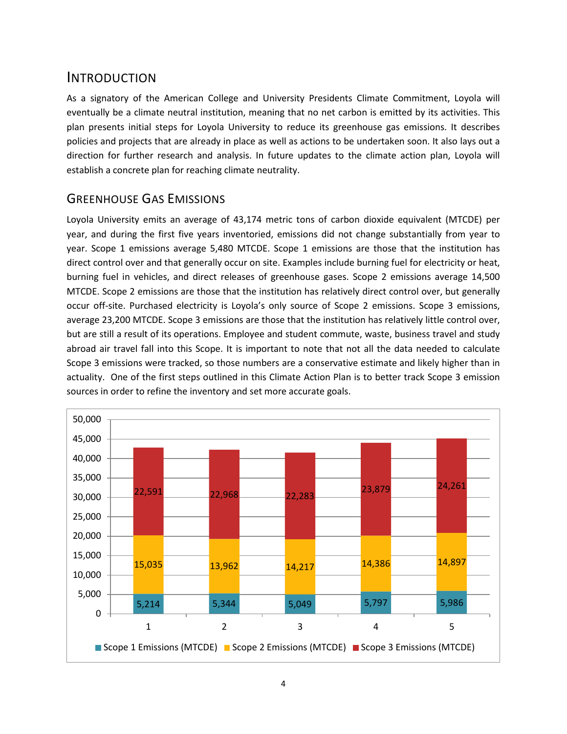## INTRODUCTION

As a signatory of the American College and University Presidents Climate Commitment, Loyola will eventually be a climate neutral institution, meaning that no net carbon is emitted by its activities. This plan presents initial steps for Loyola University to reduce its greenhouse gas emissions. It describes policies and projects that are already in place as well as actions to be undertaken soon. It also lays out a direction for further research and analysis. In future updates to the climate action plan, Loyola will establish a concrete plan for reaching climate neutrality.

## GREENHOUSE GAS EMISSIONS

Loyola University emits an average of 43,174 metric tons of carbon dioxide equivalent (MTCDE) per year, and during the first five years inventoried, emissions did not change substantially from year to year. Scope 1 emissions average 5,480 MTCDE. Scope 1 emissions are those that the institution has direct control over and that generally occur on site. Examples include burning fuel for electricity or heat, burning fuel in vehicles, and direct releases of greenhouse gases. Scope 2 emissions average 14,500 MTCDE. Scope 2 emissions are those that the institution has relatively direct control over, but generally occur off-site. Purchased electricity is Loyola's only source of Scope 2 emissions. Scope 3 emissions, average 23,200 MTCDE. Scope 3 emissions are those that the institution has relatively little control over, but are still a result of its operations. Employee and student commute, waste, business travel and study abroad air travel fall into this Scope. It is important to note that not all the data needed to calculate Scope 3 emissions were tracked, so those numbers are a conservative estimate and likely higher than in actuality. One of the first steps outlined in this Climate Action Plan is to better track Scope 3 emission sources in order to refine the inventory and set more accurate goals.

| Year | Scope 1 Emissions (MTCDE) | Scope 2 Emissions (MTCDE) | Scope 3 Emissions (MTCDE) |
|---|---|---|---|
| 1 | 5,214 | 15,035 | 22,591 |
| 2 | 5,344 | 13,962 | 22,968 |
| 3 | 5,049 | 14,217 | 22,283 |
| 4 | 5,797 | 14,386 | 23,879 |
| 5 | 5,986 | 14,897 | 24,261 |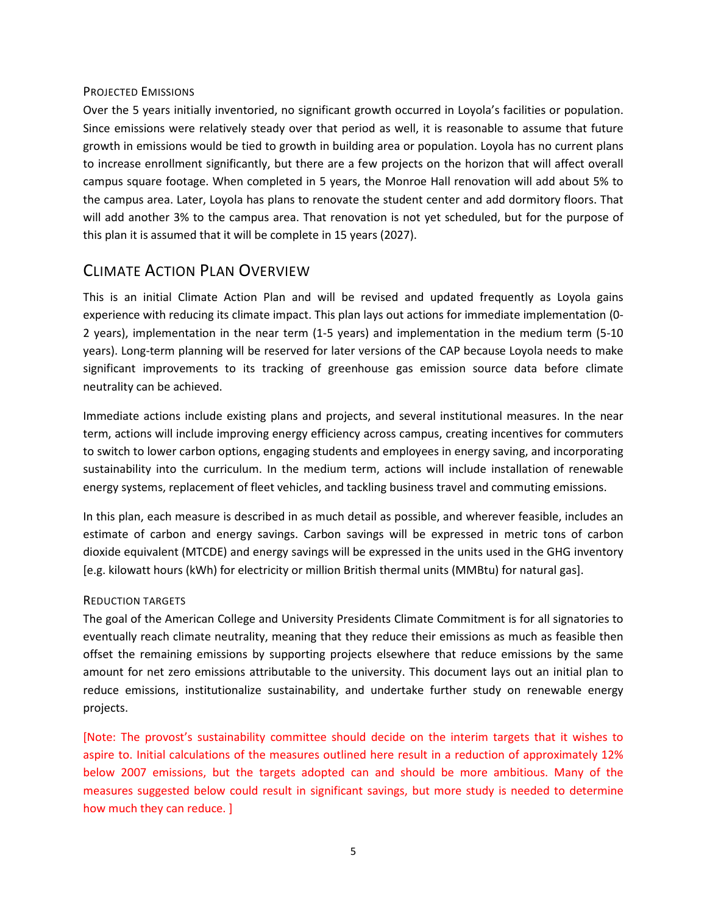### Projected Emissions

Over the 5 years initially inventoried, no significant growth occurred in Loyola's facilities or population. Since emissions were relatively steady over that period as well, it is reasonable to assume that future growth in emissions would be tied to growth in building area or population. Loyola has no current plans to increase enrollment significantly, but there are a few projects on the horizon that will affect overall campus square footage. When completed in 5 years, the Monroe Hall renovation will add about 5% to the campus area. Later, Loyola has plans to renovate the student center and add dormitory floors. That will add another 3% to the campus area. That renovation is not yet scheduled, but for the purpose of this plan it is assumed that it will be complete in 15 years (2027).

## Climate Action Plan Overview

This is an initial Climate Action Plan and will be revised and updated frequently as Loyola gains experience with reducing its climate impact. This plan lays out actions for immediate implementation (0-2 years), implementation in the near term (1-5 years) and implementation in the medium term (5-10 years). Long-term planning will be reserved for later versions of the CAP because Loyola needs to make significant improvements to its tracking of greenhouse gas emission source data before climate neutrality can be achieved.

Immediate actions include existing plans and projects, and several institutional measures. In the near term, actions will include improving energy efficiency across campus, creating incentives for commuters to switch to lower carbon options, engaging students and employees in energy saving, and incorporating sustainability into the curriculum. In the medium term, actions will include installation of renewable energy systems, replacement of fleet vehicles, and tackling business travel and commuting emissions.

In this plan, each measure is described in as much detail as possible, and wherever feasible, includes an estimate of carbon and energy savings. Carbon savings will be expressed in metric tons of carbon dioxide equivalent (MTCDE) and energy savings will be expressed in the units used in the GHG inventory [e.g. kilowatt hours (kWh) for electricity or million British thermal units (MMBtu) for natural gas].

### Reduction targets

The goal of the American College and University Presidents Climate Commitment is for all signatories to eventually reach climate neutrality, meaning that they reduce their emissions as much as feasible then offset the remaining emissions by supporting projects elsewhere that reduce emissions by the same amount for net zero emissions attributable to the university. This document lays out an initial plan to reduce emissions, institutionalize sustainability, and undertake further study on renewable energy projects.

[Note: The provost's sustainability committee should decide on the interim targets that it wishes to aspire to. Initial calculations of the measures outlined here result in a reduction of approximately 12% below 2007 emissions, but the targets adopted can and should be more ambitious. Many of the measures suggested below could result in significant savings, but more study is needed to determine how much they can reduce. ]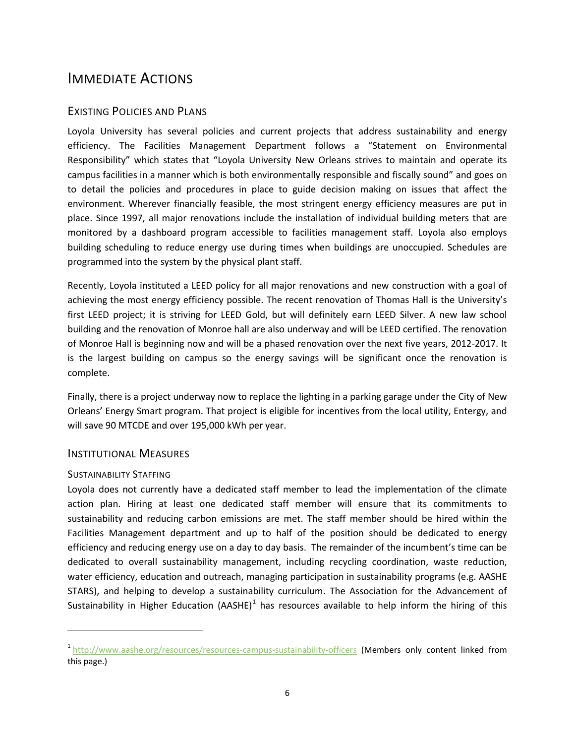# Immediate Actions

## Existing Policies and Plans

Loyola University has several policies and current projects that address sustainability and energy efficiency. The Facilities Management Department follows a "Statement on Environmental Responsibility" which states that "Loyola University New Orleans strives to maintain and operate its campus facilities in a manner which is both environmentally responsible and fiscally sound" and goes on to detail the policies and procedures in place to guide decision making on issues that affect the environment. Wherever financially feasible, the most stringent energy efficiency measures are put in place. Since 1997, all major renovations include the installation of individual building meters that are monitored by a dashboard program accessible to facilities management staff. Loyola also employs building scheduling to reduce energy use during times when buildings are unoccupied. Schedules are programmed into the system by the physical plant staff.

Recently, Loyola instituted a LEED policy for all major renovations and new construction with a goal of achieving the most energy efficiency possible. The recent renovation of Thomas Hall is the University's first LEED project; it is striving for LEED Gold, but will definitely earn LEED Silver. A new law school building and the renovation of Monroe hall are also underway and will be LEED certified. The renovation of Monroe Hall is beginning now and will be a phased renovation over the next five years, 2012-2017. It is the largest building on campus so the energy savings will be significant once the renovation is complete.

Finally, there is a project underway now to replace the lighting in a parking garage under the City of New Orleans' Energy Smart program. That project is eligible for incentives from the local utility, Entergy, and will save 90 MTCDE and over 195,000 kWh per year.

## Institutional Measures

### Sustainability Staffing

Loyola does not currently have a dedicated staff member to lead the implementation of the climate action plan. Hiring at least one dedicated staff member will ensure that its commitments to sustainability and reducing carbon emissions are met. The staff member should be hired within the Facilities Management department and up to half of the position should be dedicated to energy efficiency and reducing energy use on a day to day basis. The remainder of the incumbent's time can be dedicated to overall sustainability management, including recycling coordination, waste reduction, water efficiency, education and outreach, managing participation in sustainability programs (e.g. AASHE STARS), and helping to develop a sustainability curriculum. The Association for the Advancement of Sustainability in Higher Education (AASHE)[1] has resources available to help inform the hiring of this

[1] http://www.aashe.org/resources/resources-campus-sustainability-officers (Members only content linked from this page.)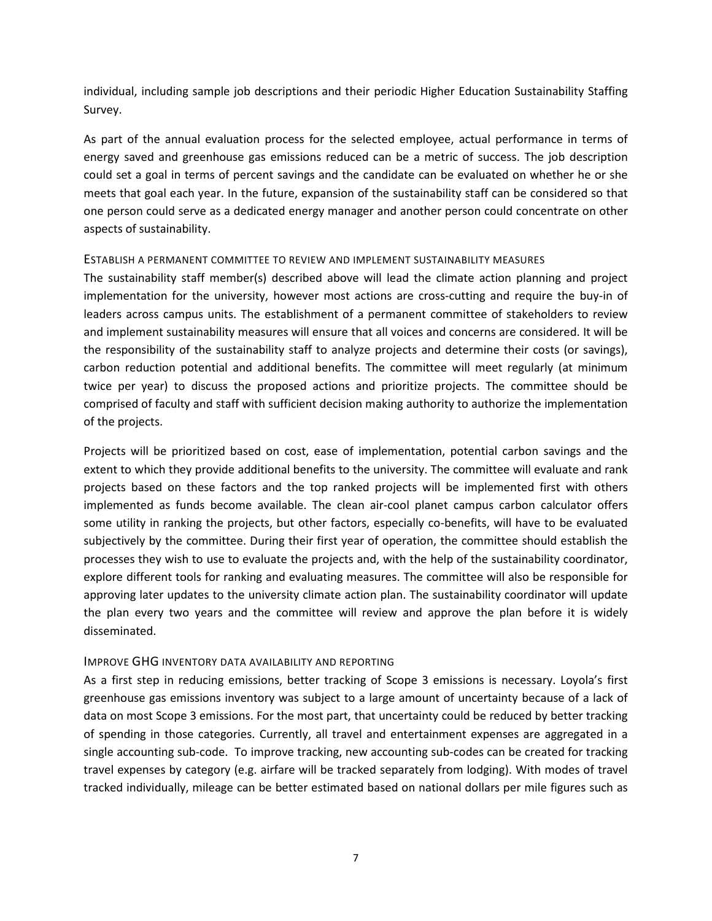individual, including sample job descriptions and their periodic Higher Education Sustainability Staffing Survey.

As part of the annual evaluation process for the selected employee, actual performance in terms of energy saved and greenhouse gas emissions reduced can be a metric of success. The job description could set a goal in terms of percent savings and the candidate can be evaluated on whether he or she meets that goal each year. In the future, expansion of the sustainability staff can be considered so that one person could serve as a dedicated energy manager and another person could concentrate on other aspects of sustainability.

### Establish a permanent committee to review and implement sustainability measures

The sustainability staff member(s) described above will lead the climate action planning and project implementation for the university, however most actions are cross-cutting and require the buy-in of leaders across campus units. The establishment of a permanent committee of stakeholders to review and implement sustainability measures will ensure that all voices and concerns are considered. It will be the responsibility of the sustainability staff to analyze projects and determine their costs (or savings), carbon reduction potential and additional benefits. The committee will meet regularly (at minimum twice per year) to discuss the proposed actions and prioritize projects. The committee should be comprised of faculty and staff with sufficient decision making authority to authorize the implementation of the projects.

Projects will be prioritized based on cost, ease of implementation, potential carbon savings and the extent to which they provide additional benefits to the university. The committee will evaluate and rank projects based on these factors and the top ranked projects will be implemented first with others implemented as funds become available. The clean air-cool planet campus carbon calculator offers some utility in ranking the projects, but other factors, especially co-benefits, will have to be evaluated subjectively by the committee. During their first year of operation, the committee should establish the processes they wish to use to evaluate the projects and, with the help of the sustainability coordinator, explore different tools for ranking and evaluating measures. The committee will also be responsible for approving later updates to the university climate action plan. The sustainability coordinator will update the plan every two years and the committee will review and approve the plan before it is widely disseminated.

### Improve GHG inventory data availability and reporting

As a first step in reducing emissions, better tracking of Scope 3 emissions is necessary. Loyola's first greenhouse gas emissions inventory was subject to a large amount of uncertainty because of a lack of data on most Scope 3 emissions. For the most part, that uncertainty could be reduced by better tracking of spending in those categories. Currently, all travel and entertainment expenses are aggregated in a single accounting sub-code. To improve tracking, new accounting sub-codes can be created for tracking travel expenses by category (e.g. airfare will be tracked separately from lodging). With modes of travel tracked individually, mileage can be better estimated based on national dollars per mile figures such as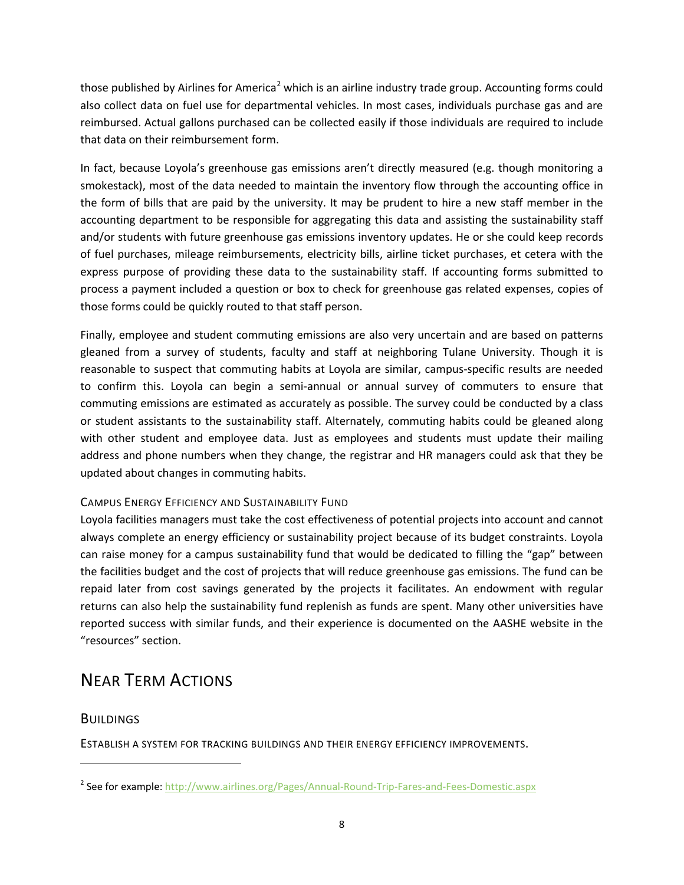those published by Airlines for America[2] which is an airline industry trade group. Accounting forms could also collect data on fuel use for departmental vehicles. In most cases, individuals purchase gas and are reimbursed. Actual gallons purchased can be collected easily if those individuals are required to include that data on their reimbursement form.

In fact, because Loyola's greenhouse gas emissions aren't directly measured (e.g. though monitoring a smokestack), most of the data needed to maintain the inventory flow through the accounting office in the form of bills that are paid by the university. It may be prudent to hire a new staff member in the accounting department to be responsible for aggregating this data and assisting the sustainability staff and/or students with future greenhouse gas emissions inventory updates. He or she could keep records of fuel purchases, mileage reimbursements, electricity bills, airline ticket purchases, et cetera with the express purpose of providing these data to the sustainability staff. If accounting forms submitted to process a payment included a question or box to check for greenhouse gas related expenses, copies of those forms could be quickly routed to that staff person.

Finally, employee and student commuting emissions are also very uncertain and are based on patterns gleaned from a survey of students, faculty and staff at neighboring Tulane University. Though it is reasonable to suspect that commuting habits at Loyola are similar, campus-specific results are needed to confirm this. Loyola can begin a semi-annual or annual survey of commuters to ensure that commuting emissions are estimated as accurately as possible. The survey could be conducted by a class or student assistants to the sustainability staff. Alternately, commuting habits could be gleaned along with other student and employee data. Just as employees and students must update their mailing address and phone numbers when they change, the registrar and HR managers could ask that they be updated about changes in commuting habits.

#### Campus Energy Efficiency and Sustainability Fund

Loyola facilities managers must take the cost effectiveness of potential projects into account and cannot always complete an energy efficiency or sustainability project because of its budget constraints. Loyola can raise money for a campus sustainability fund that would be dedicated to filling the "gap" between the facilities budget and the cost of projects that will reduce greenhouse gas emissions. The fund can be repaid later from cost savings generated by the projects it facilitates. An endowment with regular returns can also help the sustainability fund replenish as funds are spent. Many other universities have reported success with similar funds, and their experience is documented on the AASHE website in the "resources" section.

# Near Term Actions

## Buildings

#### Establish a system for tracking buildings and their energy efficiency improvements.

[2] See for example: http://www.airlines.org/Pages/Annual-Round-Trip-Fares-and-Fees-Domestic.aspx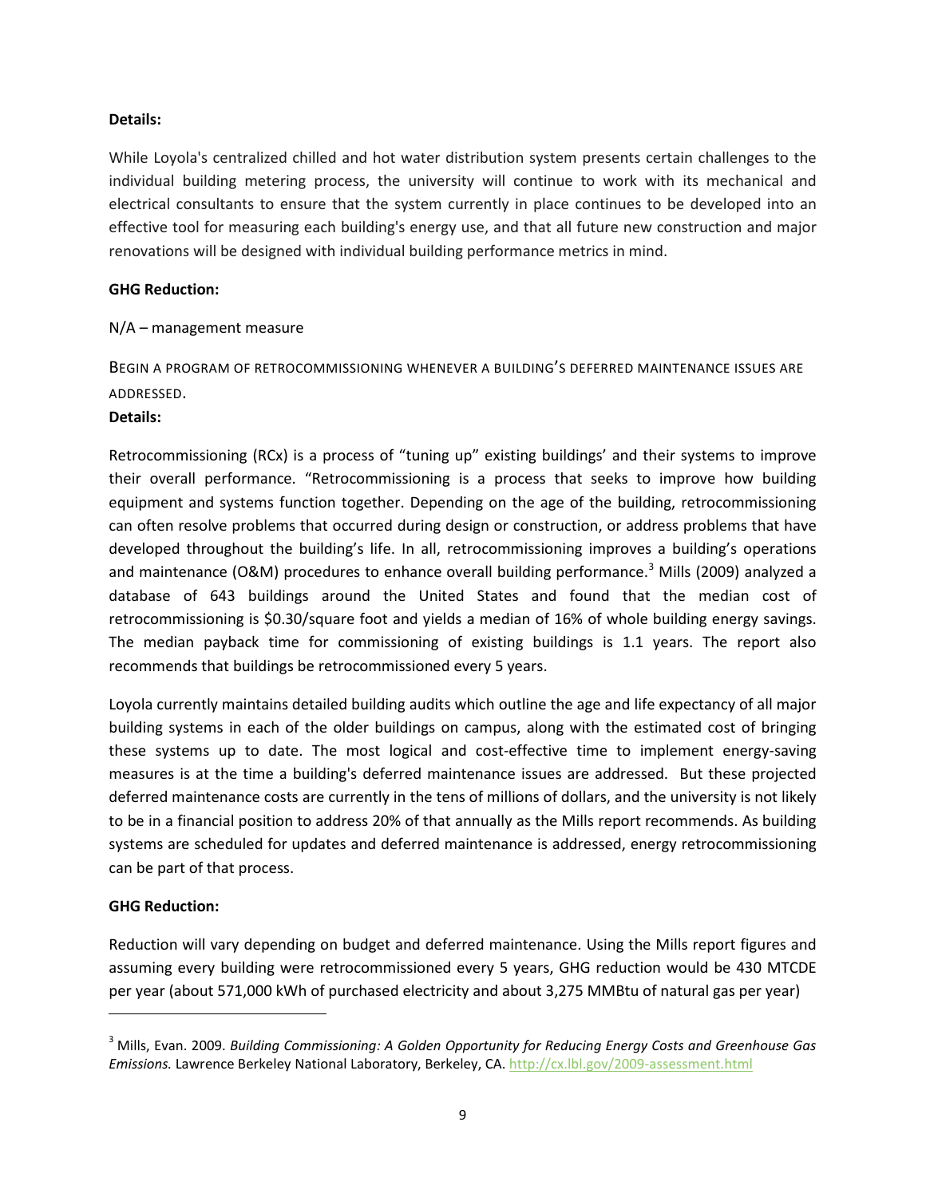**Details:**

While Loyola's centralized chilled and hot water distribution system presents certain challenges to the individual building metering process, the university will continue to work with its mechanical and electrical consultants to ensure that the system currently in place continues to be developed into an effective tool for measuring each building's energy use, and that all future new construction and major renovations will be designed with individual building performance metrics in mind.

**GHG Reduction:**

N/A – management measure

### Begin a program of retrocommissioning whenever a building's deferred maintenance issues are addressed.

**Details:**

Retrocommissioning (RCx) is a process of "tuning up" existing buildings' and their systems to improve their overall performance. "Retrocommissioning is a process that seeks to improve how building equipment and systems function together. Depending on the age of the building, retrocommissioning can often resolve problems that occurred during design or construction, or address problems that have developed throughout the building's life. In all, retrocommissioning improves a building's operations and maintenance (O&M) procedures to enhance overall building performance.[3] Mills (2009) analyzed a database of 643 buildings around the United States and found that the median cost of retrocommissioning is $0.30/square foot and yields a median of 16% of whole building energy savings. The median payback time for commissioning of existing buildings is 1.1 years. The report also recommends that buildings be retrocommissioned every 5 years.

Loyola currently maintains detailed building audits which outline the age and life expectancy of all major building systems in each of the older buildings on campus, along with the estimated cost of bringing these systems up to date. The most logical and cost-effective time to implement energy-saving measures is at the time a building's deferred maintenance issues are addressed. But these projected deferred maintenance costs are currently in the tens of millions of dollars, and the university is not likely to be in a financial position to address 20% of that annually as the Mills report recommends. As building systems are scheduled for updates and deferred maintenance is addressed, energy retrocommissioning can be part of that process.

**GHG Reduction:**

Reduction will vary depending on budget and deferred maintenance. Using the Mills report figures and assuming every building were retrocommissioned every 5 years, GHG reduction would be 430 MTCDE per year (about 571,000 kWh of purchased electricity and about 3,275 MMBtu of natural gas per year)

---

[3] Mills, Evan. 2009. *Building Commissioning: A Golden Opportunity for Reducing Energy Costs and Greenhouse Gas Emissions.* Lawrence Berkeley National Laboratory, Berkeley, CA. http://cx.lbl.gov/2009-assessment.html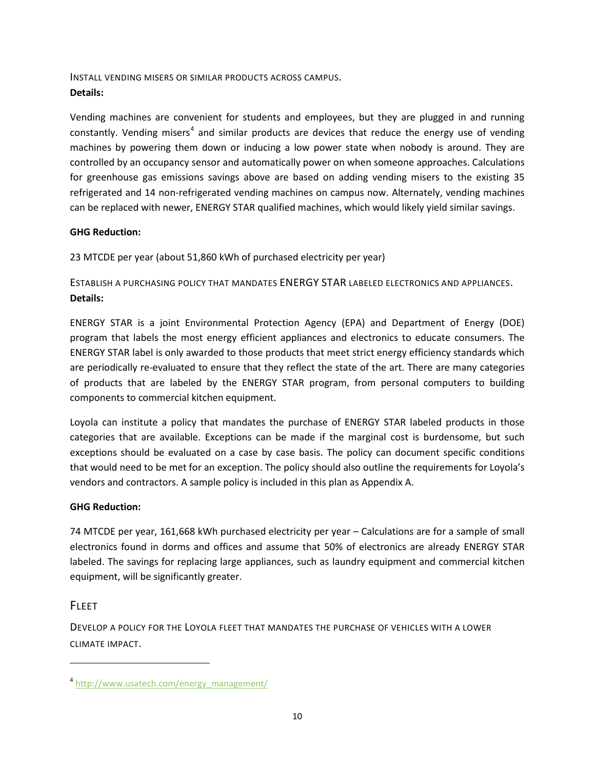### Install vending misers or similar products across campus.

**Details:**

Vending machines are convenient for students and employees, but they are plugged in and running constantly. Vending misers[4] and similar products are devices that reduce the energy use of vending machines by powering them down or inducing a low power state when nobody is around. They are controlled by an occupancy sensor and automatically power on when someone approaches. Calculations for greenhouse gas emissions savings above are based on adding vending misers to the existing 35 refrigerated and 14 non-refrigerated vending machines on campus now. Alternately, vending machines can be replaced with newer, ENERGY STAR qualified machines, which would likely yield similar savings.

**GHG Reduction:**

23 MTCDE per year (about 51,860 kWh of purchased electricity per year)

### Establish a purchasing policy that mandates ENERGY STAR labeled electronics and appliances.

**Details:**

ENERGY STAR is a joint Environmental Protection Agency (EPA) and Department of Energy (DOE) program that labels the most energy efficient appliances and electronics to educate consumers. The ENERGY STAR label is only awarded to those products that meet strict energy efficiency standards which are periodically re-evaluated to ensure that they reflect the state of the art. There are many categories of products that are labeled by the ENERGY STAR program, from personal computers to building components to commercial kitchen equipment.

Loyola can institute a policy that mandates the purchase of ENERGY STAR labeled products in those categories that are available. Exceptions can be made if the marginal cost is burdensome, but such exceptions should be evaluated on a case by case basis. The policy can document specific conditions that would need to be met for an exception. The policy should also outline the requirements for Loyola's vendors and contractors. A sample policy is included in this plan as Appendix A.

**GHG Reduction:**

74 MTCDE per year, 161,668 kWh purchased electricity per year – Calculations are for a sample of small electronics found in dorms and offices and assume that 50% of electronics are already ENERGY STAR labeled. The savings for replacing large appliances, such as laundry equipment and commercial kitchen equipment, will be significantly greater.

## Fleet

### Develop a policy for the Loyola fleet that mandates the purchase of vehicles with a lower climate impact.

[4] http://www.usatech.com/energy_management/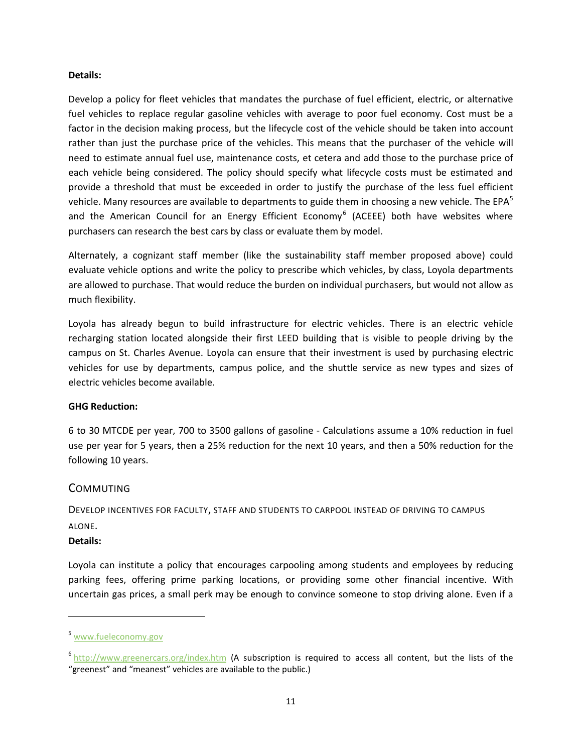**Details:**

Develop a policy for fleet vehicles that mandates the purchase of fuel efficient, electric, or alternative fuel vehicles to replace regular gasoline vehicles with average to poor fuel economy. Cost must be a factor in the decision making process, but the lifecycle cost of the vehicle should be taken into account rather than just the purchase price of the vehicles. This means that the purchaser of the vehicle will need to estimate annual fuel use, maintenance costs, et cetera and add those to the purchase price of each vehicle being considered. The policy should specify what lifecycle costs must be estimated and provide a threshold that must be exceeded in order to justify the purchase of the less fuel efficient vehicle. Many resources are available to departments to guide them in choosing a new vehicle. The EPA[5] and the American Council for an Energy Efficient Economy[6] (ACEEE) both have websites where purchasers can research the best cars by class or evaluate them by model.

Alternately, a cognizant staff member (like the sustainability staff member proposed above) could evaluate vehicle options and write the policy to prescribe which vehicles, by class, Loyola departments are allowed to purchase. That would reduce the burden on individual purchasers, but would not allow as much flexibility.

Loyola has already begun to build infrastructure for electric vehicles. There is an electric vehicle recharging station located alongside their first LEED building that is visible to people driving by the campus on St. Charles Avenue. Loyola can ensure that their investment is used by purchasing electric vehicles for use by departments, campus police, and the shuttle service as new types and sizes of electric vehicles become available.

**GHG Reduction:**

6 to 30 MTCDE per year, 700 to 3500 gallons of gasoline - Calculations assume a 10% reduction in fuel use per year for 5 years, then a 25% reduction for the next 10 years, and then a 50% reduction for the following 10 years.

## Commuting

### Develop incentives for faculty, staff and students to carpool instead of driving to campus alone.

**Details:**

Loyola can institute a policy that encourages carpooling among students and employees by reducing parking fees, offering prime parking locations, or providing some other financial incentive. With uncertain gas prices, a small perk may be enough to convince someone to stop driving alone. Even if a

---

[5] www.fueleconomy.gov

[6] http://www.greenercars.org/index.htm (A subscription is required to access all content, but the lists of the "greenest" and "meanest" vehicles are available to the public.)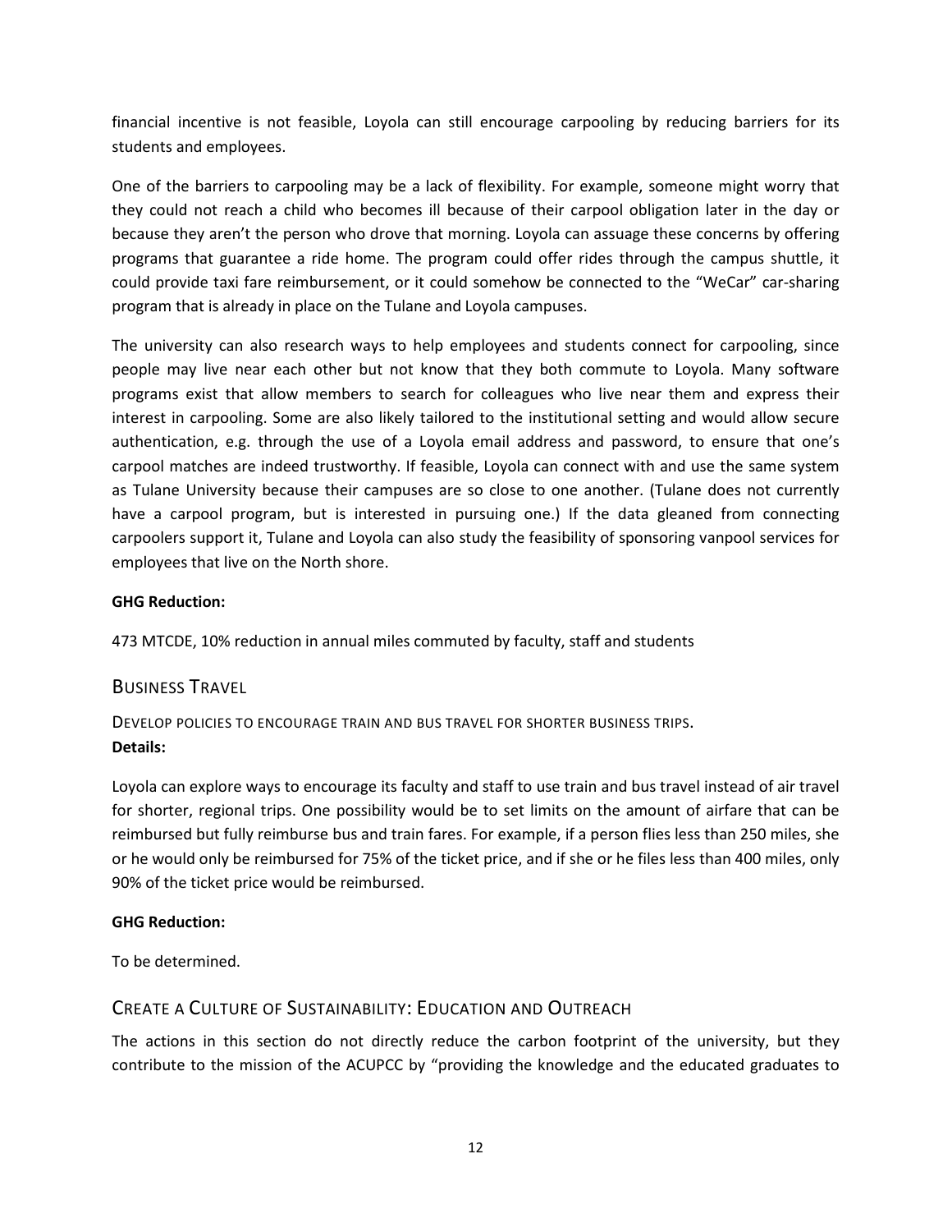financial incentive is not feasible, Loyola can still encourage carpooling by reducing barriers for its students and employees.

One of the barriers to carpooling may be a lack of flexibility. For example, someone might worry that they could not reach a child who becomes ill because of their carpool obligation later in the day or because they aren't the person who drove that morning. Loyola can assuage these concerns by offering programs that guarantee a ride home. The program could offer rides through the campus shuttle, it could provide taxi fare reimbursement, or it could somehow be connected to the "WeCar" car-sharing program that is already in place on the Tulane and Loyola campuses.

The university can also research ways to help employees and students connect for carpooling, since people may live near each other but not know that they both commute to Loyola. Many software programs exist that allow members to search for colleagues who live near them and express their interest in carpooling. Some are also likely tailored to the institutional setting and would allow secure authentication, e.g. through the use of a Loyola email address and password, to ensure that one's carpool matches are indeed trustworthy. If feasible, Loyola can connect with and use the same system as Tulane University because their campuses are so close to one another. (Tulane does not currently have a carpool program, but is interested in pursuing one.) If the data gleaned from connecting carpoolers support it, Tulane and Loyola can also study the feasibility of sponsoring vanpool services for employees that live on the North shore.

**GHG Reduction:**

473 MTCDE, 10% reduction in annual miles commuted by faculty, staff and students

## Business Travel

### Develop policies to encourage train and bus travel for shorter business trips.

**Details:**

Loyola can explore ways to encourage its faculty and staff to use train and bus travel instead of air travel for shorter, regional trips. One possibility would be to set limits on the amount of airfare that can be reimbursed but fully reimburse bus and train fares. For example, if a person flies less than 250 miles, she or he would only be reimbursed for 75% of the ticket price, and if she or he files less than 400 miles, only 90% of the ticket price would be reimbursed.

**GHG Reduction:**

To be determined.

## Create a Culture of Sustainability: Education and Outreach

The actions in this section do not directly reduce the carbon footprint of the university, but they contribute to the mission of the ACUPCC by "providing the knowledge and the educated graduates to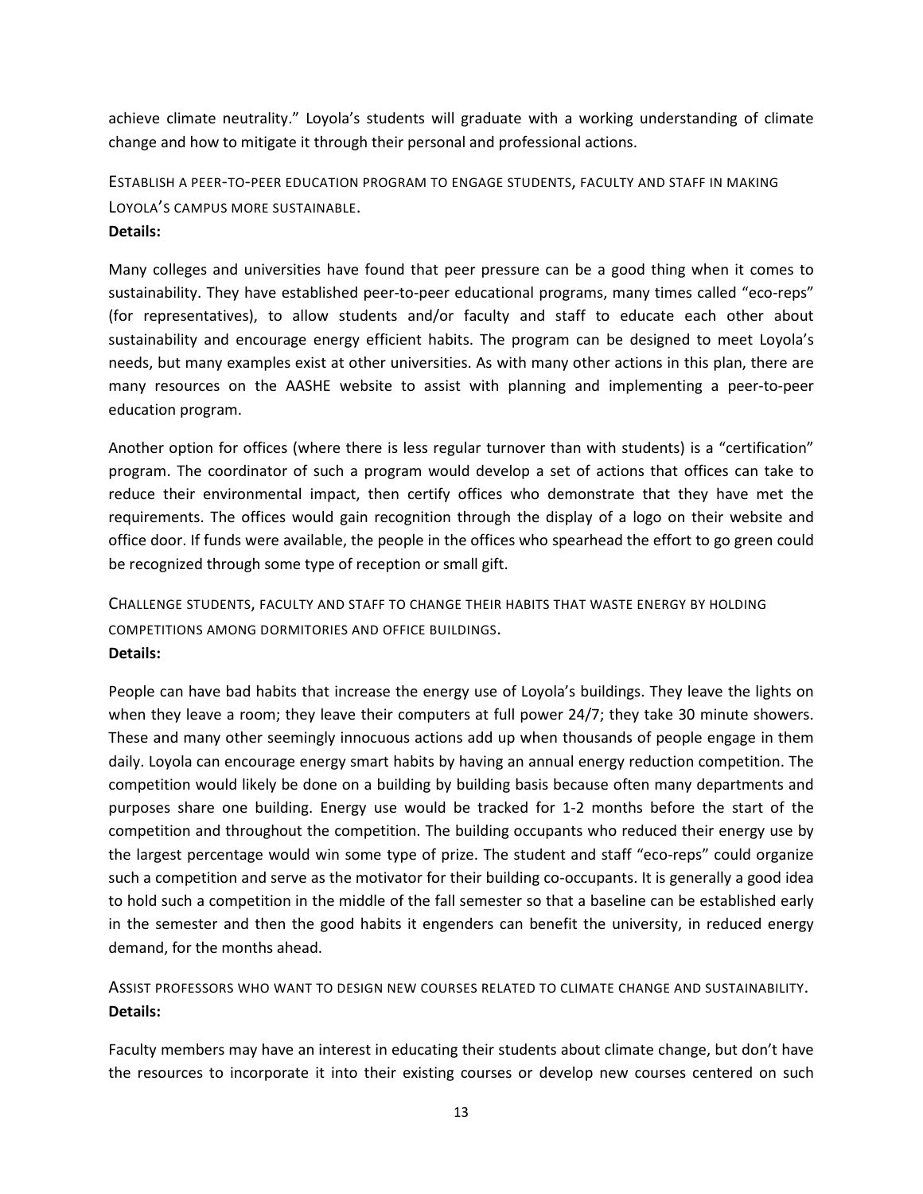achieve climate neutrality." Loyola's students will graduate with a working understanding of climate change and how to mitigate it through their personal and professional actions.

### Establish a peer-to-peer education program to engage students, faculty and staff in making Loyola's campus more sustainable.

**Details:**

Many colleges and universities have found that peer pressure can be a good thing when it comes to sustainability. They have established peer-to-peer educational programs, many times called "eco-reps" (for representatives), to allow students and/or faculty and staff to educate each other about sustainability and encourage energy efficient habits. The program can be designed to meet Loyola's needs, but many examples exist at other universities. As with many other actions in this plan, there are many resources on the AASHE website to assist with planning and implementing a peer-to-peer education program.

Another option for offices (where there is less regular turnover than with students) is a "certification" program. The coordinator of such a program would develop a set of actions that offices can take to reduce their environmental impact, then certify offices who demonstrate that they have met the requirements. The offices would gain recognition through the display of a logo on their website and office door. If funds were available, the people in the offices who spearhead the effort to go green could be recognized through some type of reception or small gift.

### Challenge students, faculty and staff to change their habits that waste energy by holding competitions among dormitories and office buildings.

**Details:**

People can have bad habits that increase the energy use of Loyola's buildings. They leave the lights on when they leave a room; they leave their computers at full power 24/7; they take 30 minute showers. These and many other seemingly innocuous actions add up when thousands of people engage in them daily. Loyola can encourage energy smart habits by having an annual energy reduction competition. The competition would likely be done on a building by building basis because often many departments and purposes share one building. Energy use would be tracked for 1-2 months before the start of the competition and throughout the competition. The building occupants who reduced their energy use by the largest percentage would win some type of prize. The student and staff "eco-reps" could organize such a competition and serve as the motivator for their building co-occupants. It is generally a good idea to hold such a competition in the middle of the fall semester so that a baseline can be established early in the semester and then the good habits it engenders can benefit the university, in reduced energy demand, for the months ahead.

### Assist professors who want to design new courses related to climate change and sustainability.

**Details:**

Faculty members may have an interest in educating their students about climate change, but don't have the resources to incorporate it into their existing courses or develop new courses centered on such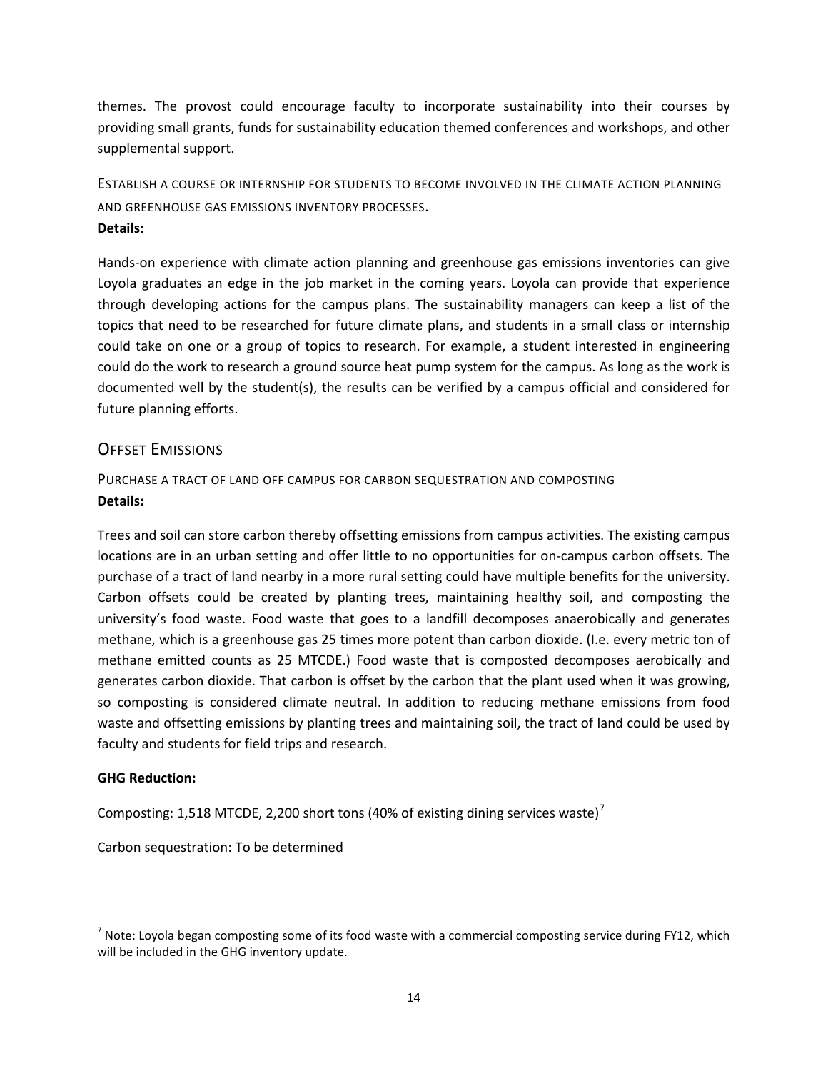themes. The provost could encourage faculty to incorporate sustainability into their courses by providing small grants, funds for sustainability education themed conferences and workshops, and other supplemental support.

#### Establish a course or internship for students to become involved in the climate action planning and greenhouse gas emissions inventory processes.

**Details:**

Hands-on experience with climate action planning and greenhouse gas emissions inventories can give Loyola graduates an edge in the job market in the coming years. Loyola can provide that experience through developing actions for the campus plans. The sustainability managers can keep a list of the topics that need to be researched for future climate plans, and students in a small class or internship could take on one or a group of topics to research. For example, a student interested in engineering could do the work to research a ground source heat pump system for the campus. As long as the work is documented well by the student(s), the results can be verified by a campus official and considered for future planning efforts.

## Offset Emissions

#### Purchase a tract of land off campus for carbon sequestration and composting

**Details:**

Trees and soil can store carbon thereby offsetting emissions from campus activities. The existing campus locations are in an urban setting and offer little to no opportunities for on-campus carbon offsets. The purchase of a tract of land nearby in a more rural setting could have multiple benefits for the university. Carbon offsets could be created by planting trees, maintaining healthy soil, and composting the university's food waste. Food waste that goes to a landfill decomposes anaerobically and generates methane, which is a greenhouse gas 25 times more potent than carbon dioxide. (I.e. every metric ton of methane emitted counts as 25 MTCDE.) Food waste that is composted decomposes aerobically and generates carbon dioxide. That carbon is offset by the carbon that the plant used when it was growing, so composting is considered climate neutral. In addition to reducing methane emissions from food waste and offsetting emissions by planting trees and maintaining soil, the tract of land could be used by faculty and students for field trips and research.

**GHG Reduction:**

Composting: 1,518 MTCDE, 2,200 short tons (40% of existing dining services waste)[7]

Carbon sequestration: To be determined

---

[7] Note: Loyola began composting some of its food waste with a commercial composting service during FY12, which will be included in the GHG inventory update.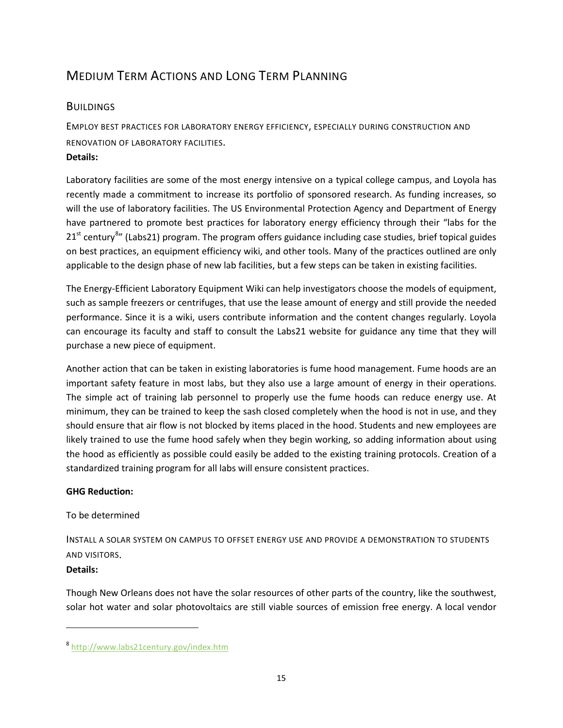# Medium Term Actions and Long Term Planning

## Buildings

### Employ best practices for laboratory energy efficiency, especially during construction and renovation of laboratory facilities.

**Details:**

Laboratory facilities are some of the most energy intensive on a typical college campus, and Loyola has recently made a commitment to increase its portfolio of sponsored research. As funding increases, so will the use of laboratory facilities. The US Environmental Protection Agency and Department of Energy have partnered to promote best practices for laboratory energy efficiency through their "labs for the 21st century[8]" (Labs21) program. The program offers guidance including case studies, brief topical guides on best practices, an equipment efficiency wiki, and other tools. Many of the practices outlined are only applicable to the design phase of new lab facilities, but a few steps can be taken in existing facilities.

The Energy-Efficient Laboratory Equipment Wiki can help investigators choose the models of equipment, such as sample freezers or centrifuges, that use the lease amount of energy and still provide the needed performance. Since it is a wiki, users contribute information and the content changes regularly. Loyola can encourage its faculty and staff to consult the Labs21 website for guidance any time that they will purchase a new piece of equipment.

Another action that can be taken in existing laboratories is fume hood management. Fume hoods are an important safety feature in most labs, but they also use a large amount of energy in their operations. The simple act of training lab personnel to properly use the fume hoods can reduce energy use. At minimum, they can be trained to keep the sash closed completely when the hood is not in use, and they should ensure that air flow is not blocked by items placed in the hood. Students and new employees are likely trained to use the fume hood safely when they begin working, so adding information about using the hood as efficiently as possible could easily be added to the existing training protocols. Creation of a standardized training program for all labs will ensure consistent practices.

**GHG Reduction:**

To be determined

### Install a solar system on campus to offset energy use and provide a demonstration to students and visitors.

**Details:**

Though New Orleans does not have the solar resources of other parts of the country, like the southwest, solar hot water and solar photovoltaics are still viable sources of emission free energy. A local vendor

---

[8] http://www.labs21century.gov/index.htm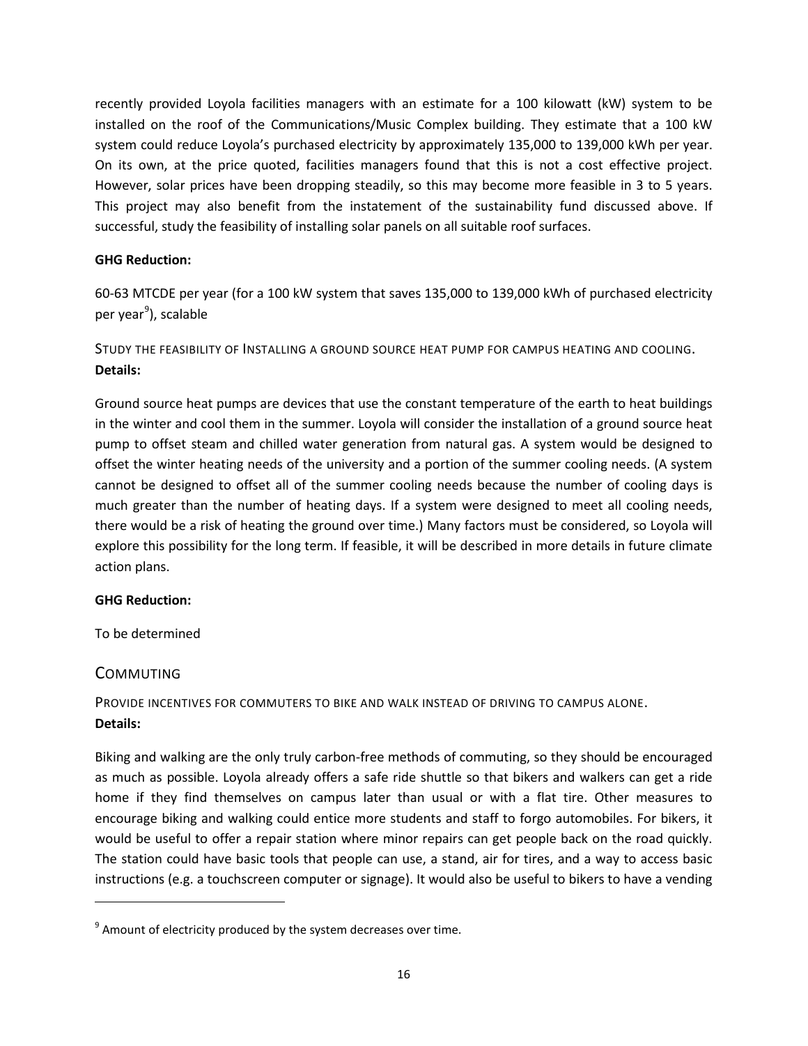recently provided Loyola facilities managers with an estimate for a 100 kilowatt (kW) system to be installed on the roof of the Communications/Music Complex building. They estimate that a 100 kW system could reduce Loyola's purchased electricity by approximately 135,000 to 139,000 kWh per year. On its own, at the price quoted, facilities managers found that this is not a cost effective project. However, solar prices have been dropping steadily, so this may become more feasible in 3 to 5 years. This project may also benefit from the instatement of the sustainability fund discussed above. If successful, study the feasibility of installing solar panels on all suitable roof surfaces.

**GHG Reduction:**

60-63 MTCDE per year (for a 100 kW system that saves 135,000 to 139,000 kWh of purchased electricity per year[9]), scalable

#### Study the feasibility of Installing a ground source heat pump for campus heating and cooling.

**Details:**

Ground source heat pumps are devices that use the constant temperature of the earth to heat buildings in the winter and cool them in the summer. Loyola will consider the installation of a ground source heat pump to offset steam and chilled water generation from natural gas. A system would be designed to offset the winter heating needs of the university and a portion of the summer cooling needs. (A system cannot be designed to offset all of the summer cooling needs because the number of cooling days is much greater than the number of heating days. If a system were designed to meet all cooling needs, there would be a risk of heating the ground over time.) Many factors must be considered, so Loyola will explore this possibility for the long term. If feasible, it will be described in more details in future climate action plans.

**GHG Reduction:**

To be determined

### Commuting

#### Provide incentives for commuters to bike and walk instead of driving to campus alone.

**Details:**

Biking and walking are the only truly carbon-free methods of commuting, so they should be encouraged as much as possible. Loyola already offers a safe ride shuttle so that bikers and walkers can get a ride home if they find themselves on campus later than usual or with a flat tire. Other measures to encourage biking and walking could entice more students and staff to forgo automobiles. For bikers, it would be useful to offer a repair station where minor repairs can get people back on the road quickly. The station could have basic tools that people can use, a stand, air for tires, and a way to access basic instructions (e.g. a touchscreen computer or signage). It would also be useful to bikers to have a vending

---

[9] Amount of electricity produced by the system decreases over time.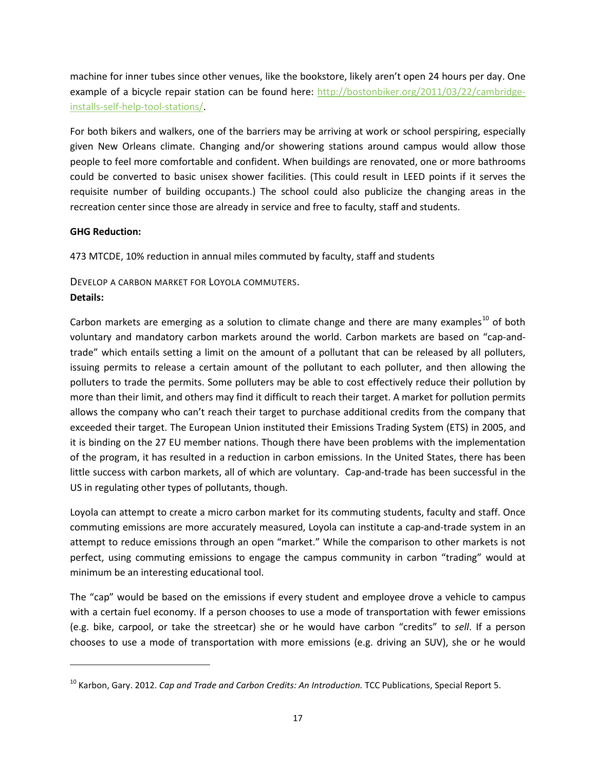machine for inner tubes since other venues, like the bookstore, likely aren't open 24 hours per day. One example of a bicycle repair station can be found here: [http://bostonbiker.org/2011/03/22/cambridge-installs-self-help-tool-stations/](http://bostonbiker.org/2011/03/22/cambridge-installs-self-help-tool-stations/).

For both bikers and walkers, one of the barriers may be arriving at work or school perspiring, especially given New Orleans climate. Changing and/or showering stations around campus would allow those people to feel more comfortable and confident. When buildings are renovated, one or more bathrooms could be converted to basic unisex shower facilities. (This could result in LEED points if it serves the requisite number of building occupants.) The school could also publicize the changing areas in the recreation center since those are already in service and free to faculty, staff and students.

**GHG Reduction:**

473 MTCDE, 10% reduction in annual miles commuted by faculty, staff and students

DEVELOP A CARBON MARKET FOR LOYOLA COMMUTERS.

**Details:**

Carbon markets are emerging as a solution to climate change and there are many examples[10] of both voluntary and mandatory carbon markets around the world. Carbon markets are based on "cap-and-trade" which entails setting a limit on the amount of a pollutant that can be released by all polluters, issuing permits to release a certain amount of the pollutant to each polluter, and then allowing the polluters to trade the permits. Some polluters may be able to cost effectively reduce their pollution by more than their limit, and others may find it difficult to reach their target. A market for pollution permits allows the company who can't reach their target to purchase additional credits from the company that exceeded their target. The European Union instituted their Emissions Trading System (ETS) in 2005, and it is binding on the 27 EU member nations. Though there have been problems with the implementation of the program, it has resulted in a reduction in carbon emissions. In the United States, there has been little success with carbon markets, all of which are voluntary. Cap-and-trade has been successful in the US in regulating other types of pollutants, though.

Loyola can attempt to create a micro carbon market for its commuting students, faculty and staff. Once commuting emissions are more accurately measured, Loyola can institute a cap-and-trade system in an attempt to reduce emissions through an open "market." While the comparison to other markets is not perfect, using commuting emissions to engage the campus community in carbon "trading" would at minimum be an interesting educational tool.

The "cap" would be based on the emissions if every student and employee drove a vehicle to campus with a certain fuel economy. If a person chooses to use a mode of transportation with fewer emissions (e.g. bike, carpool, or take the streetcar) she or he would have carbon "credits" to *sell*. If a person chooses to use a mode of transportation with more emissions (e.g. driving an SUV), she or he would

---

[10] Karbon, Gary. 2012. *Cap and Trade and Carbon Credits: An Introduction.* TCC Publications, Special Report 5.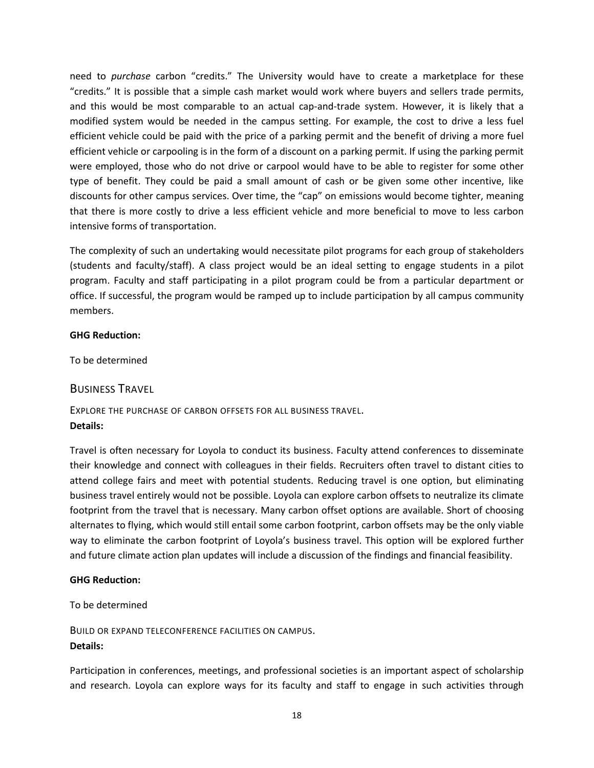need to *purchase* carbon "credits." The University would have to create a marketplace for these "credits." It is possible that a simple cash market would work where buyers and sellers trade permits, and this would be most comparable to an actual cap-and-trade system. However, it is likely that a modified system would be needed in the campus setting. For example, the cost to drive a less fuel efficient vehicle could be paid with the price of a parking permit and the benefit of driving a more fuel efficient vehicle or carpooling is in the form of a discount on a parking permit. If using the parking permit were employed, those who do not drive or carpool would have to be able to register for some other type of benefit. They could be paid a small amount of cash or be given some other incentive, like discounts for other campus services. Over time, the "cap" on emissions would become tighter, meaning that there is more costly to drive a less efficient vehicle and more beneficial to move to less carbon intensive forms of transportation.

The complexity of such an undertaking would necessitate pilot programs for each group of stakeholders (students and faculty/staff). A class project would be an ideal setting to engage students in a pilot program. Faculty and staff participating in a pilot program could be from a particular department or office. If successful, the program would be ramped up to include participation by all campus community members.

**GHG Reduction:**

To be determined

## Business Travel

### Explore the purchase of carbon offsets for all business travel.

**Details:**

Travel is often necessary for Loyola to conduct its business. Faculty attend conferences to disseminate their knowledge and connect with colleagues in their fields. Recruiters often travel to distant cities to attend college fairs and meet with potential students. Reducing travel is one option, but eliminating business travel entirely would not be possible. Loyola can explore carbon offsets to neutralize its climate footprint from the travel that is necessary. Many carbon offset options are available. Short of choosing alternates to flying, which would still entail some carbon footprint, carbon offsets may be the only viable way to eliminate the carbon footprint of Loyola's business travel. This option will be explored further and future climate action plan updates will include a discussion of the findings and financial feasibility.

**GHG Reduction:**

To be determined

### Build or expand teleconference facilities on campus.

**Details:**

Participation in conferences, meetings, and professional societies is an important aspect of scholarship and research. Loyola can explore ways for its faculty and staff to engage in such activities through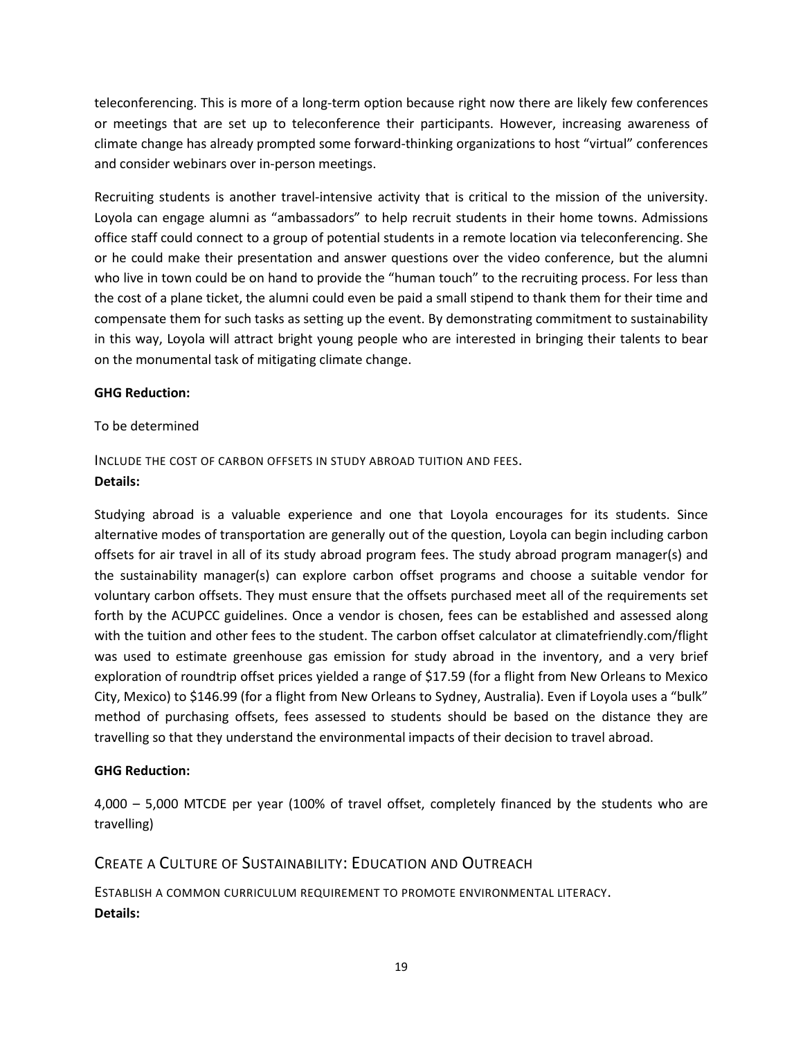teleconferencing. This is more of a long-term option because right now there are likely few conferences or meetings that are set up to teleconference their participants. However, increasing awareness of climate change has already prompted some forward-thinking organizations to host "virtual" conferences and consider webinars over in-person meetings.

Recruiting students is another travel-intensive activity that is critical to the mission of the university. Loyola can engage alumni as "ambassadors" to help recruit students in their home towns. Admissions office staff could connect to a group of potential students in a remote location via teleconferencing. She or he could make their presentation and answer questions over the video conference, but the alumni who live in town could be on hand to provide the "human touch" to the recruiting process. For less than the cost of a plane ticket, the alumni could even be paid a small stipend to thank them for their time and compensate them for such tasks as setting up the event. By demonstrating commitment to sustainability in this way, Loyola will attract bright young people who are interested in bringing their talents to bear on the monumental task of mitigating climate change.

**GHG Reduction:**

To be determined

#### INCLUDE THE COST OF CARBON OFFSETS IN STUDY ABROAD TUITION AND FEES.

**Details:**

Studying abroad is a valuable experience and one that Loyola encourages for its students. Since alternative modes of transportation are generally out of the question, Loyola can begin including carbon offsets for air travel in all of its study abroad program fees. The study abroad program manager(s) and the sustainability manager(s) can explore carbon offset programs and choose a suitable vendor for voluntary carbon offsets. They must ensure that the offsets purchased meet all of the requirements set forth by the ACUPCC guidelines. Once a vendor is chosen, fees can be established and assessed along with the tuition and other fees to the student. The carbon offset calculator at climatefriendly.com/flight was used to estimate greenhouse gas emission for study abroad in the inventory, and a very brief exploration of roundtrip offset prices yielded a range of $17.59 (for a flight from New Orleans to Mexico City, Mexico) to $146.99 (for a flight from New Orleans to Sydney, Australia). Even if Loyola uses a "bulk" method of purchasing offsets, fees assessed to students should be based on the distance they are travelling so that they understand the environmental impacts of their decision to travel abroad.

**GHG Reduction:**

4,000 – 5,000 MTCDE per year (100% of travel offset, completely financed by the students who are travelling)

### CREATE A CULTURE OF SUSTAINABILITY: EDUCATION AND OUTREACH

#### ESTABLISH A COMMON CURRICULUM REQUIREMENT TO PROMOTE ENVIRONMENTAL LITERACY.

**Details:**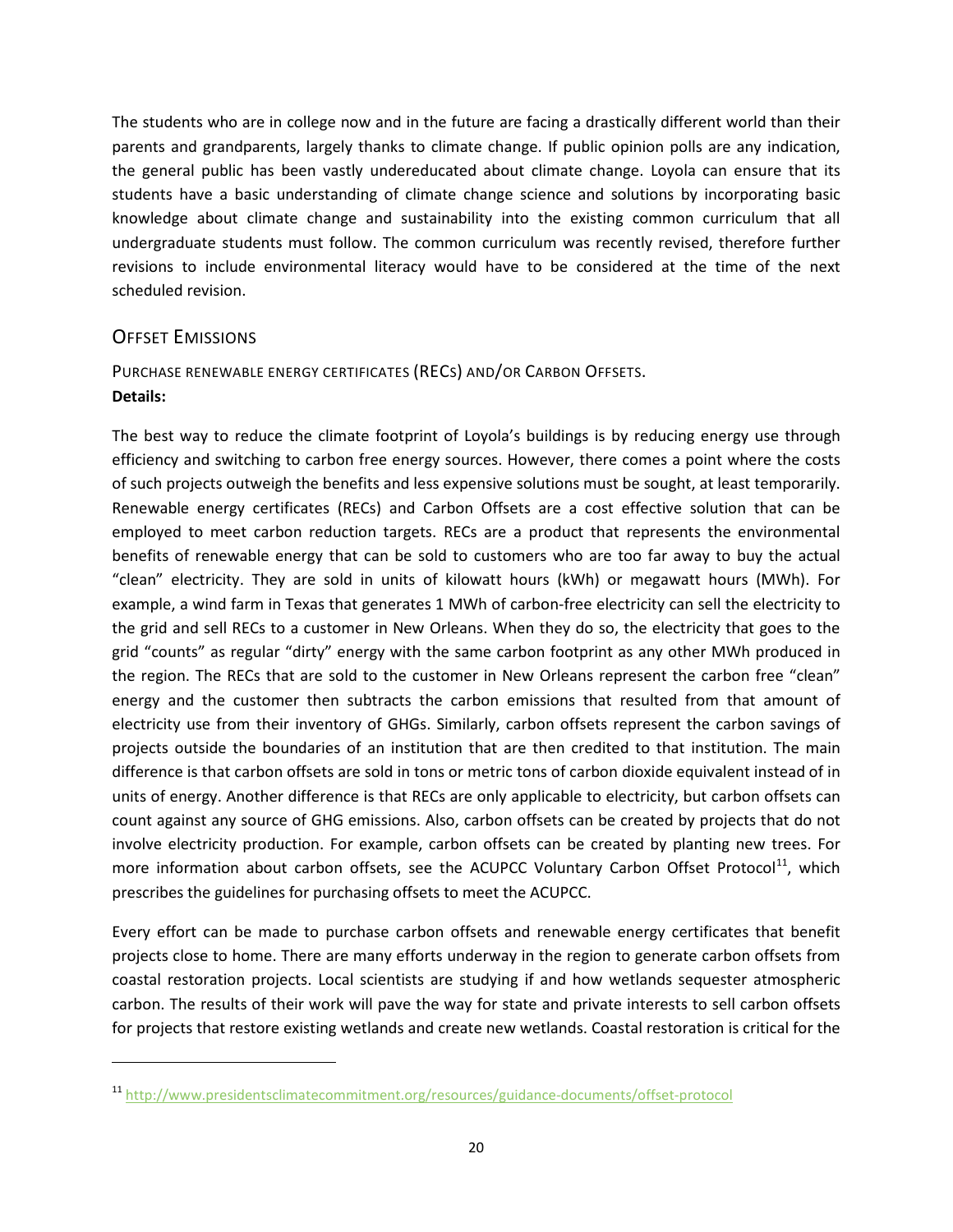The students who are in college now and in the future are facing a drastically different world than their parents and grandparents, largely thanks to climate change. If public opinion polls are any indication, the general public has been vastly undereducated about climate change. Loyola can ensure that its students have a basic understanding of climate change science and solutions by incorporating basic knowledge about climate change and sustainability into the existing common curriculum that all undergraduate students must follow. The common curriculum was recently revised, therefore further revisions to include environmental literacy would have to be considered at the time of the next scheduled revision.

## Offset Emissions

### Purchase renewable energy certificates (RECs) and/or Carbon Offsets.

**Details:**

The best way to reduce the climate footprint of Loyola's buildings is by reducing energy use through efficiency and switching to carbon free energy sources. However, there comes a point where the costs of such projects outweigh the benefits and less expensive solutions must be sought, at least temporarily. Renewable energy certificates (RECs) and Carbon Offsets are a cost effective solution that can be employed to meet carbon reduction targets. RECs are a product that represents the environmental benefits of renewable energy that can be sold to customers who are too far away to buy the actual "clean" electricity. They are sold in units of kilowatt hours (kWh) or megawatt hours (MWh). For example, a wind farm in Texas that generates 1 MWh of carbon-free electricity can sell the electricity to the grid and sell RECs to a customer in New Orleans. When they do so, the electricity that goes to the grid "counts" as regular "dirty" energy with the same carbon footprint as any other MWh produced in the region. The RECs that are sold to the customer in New Orleans represent the carbon free "clean" energy and the customer then subtracts the carbon emissions that resulted from that amount of electricity use from their inventory of GHGs. Similarly, carbon offsets represent the carbon savings of projects outside the boundaries of an institution that are then credited to that institution. The main difference is that carbon offsets are sold in tons or metric tons of carbon dioxide equivalent instead of in units of energy. Another difference is that RECs are only applicable to electricity, but carbon offsets can count against any source of GHG emissions. Also, carbon offsets can be created by projects that do not involve electricity production. For example, carbon offsets can be created by planting new trees. For more information about carbon offsets, see the ACUPCC Voluntary Carbon Offset Protocol[11], which prescribes the guidelines for purchasing offsets to meet the ACUPCC.

Every effort can be made to purchase carbon offsets and renewable energy certificates that benefit projects close to home. There are many efforts underway in the region to generate carbon offsets from coastal restoration projects. Local scientists are studying if and how wetlands sequester atmospheric carbon. The results of their work will pave the way for state and private interests to sell carbon offsets for projects that restore existing wetlands and create new wetlands. Coastal restoration is critical for the

[11] http://www.presidentsclimatecommitment.org/resources/guidance-documents/offset-protocol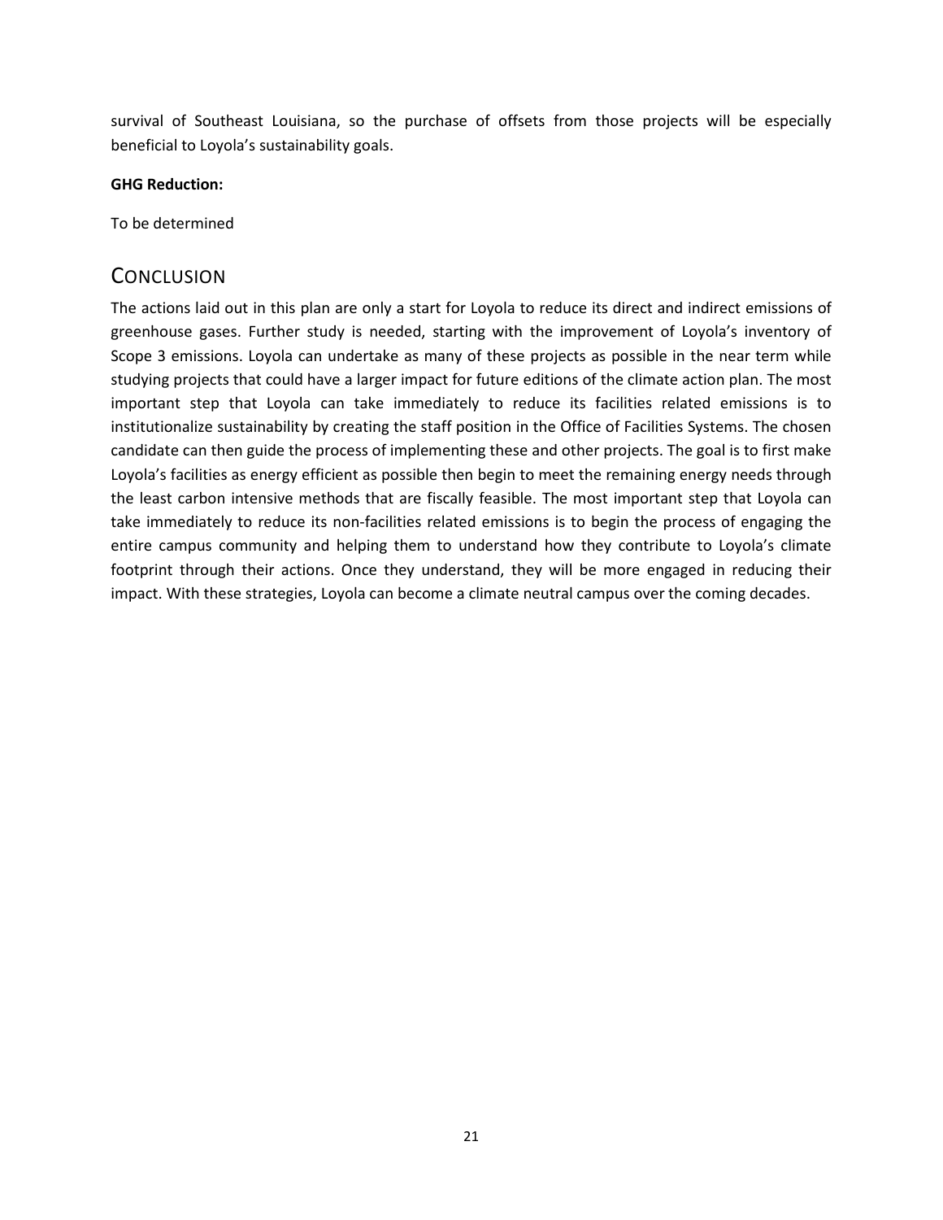survival of Southeast Louisiana, so the purchase of offsets from those projects will be especially beneficial to Loyola's sustainability goals.

**GHG Reduction:**

To be determined

## CONCLUSION

The actions laid out in this plan are only a start for Loyola to reduce its direct and indirect emissions of greenhouse gases. Further study is needed, starting with the improvement of Loyola's inventory of Scope 3 emissions. Loyola can undertake as many of these projects as possible in the near term while studying projects that could have a larger impact for future editions of the climate action plan. The most important step that Loyola can take immediately to reduce its facilities related emissions is to institutionalize sustainability by creating the staff position in the Office of Facilities Systems. The chosen candidate can then guide the process of implementing these and other projects. The goal is to first make Loyola's facilities as energy efficient as possible then begin to meet the remaining energy needs through the least carbon intensive methods that are fiscally feasible. The most important step that Loyola can take immediately to reduce its non-facilities related emissions is to begin the process of engaging the entire campus community and helping them to understand how they contribute to Loyola's climate footprint through their actions. Once they understand, they will be more engaged in reducing their impact. With these strategies, Loyola can become a climate neutral campus over the coming decades.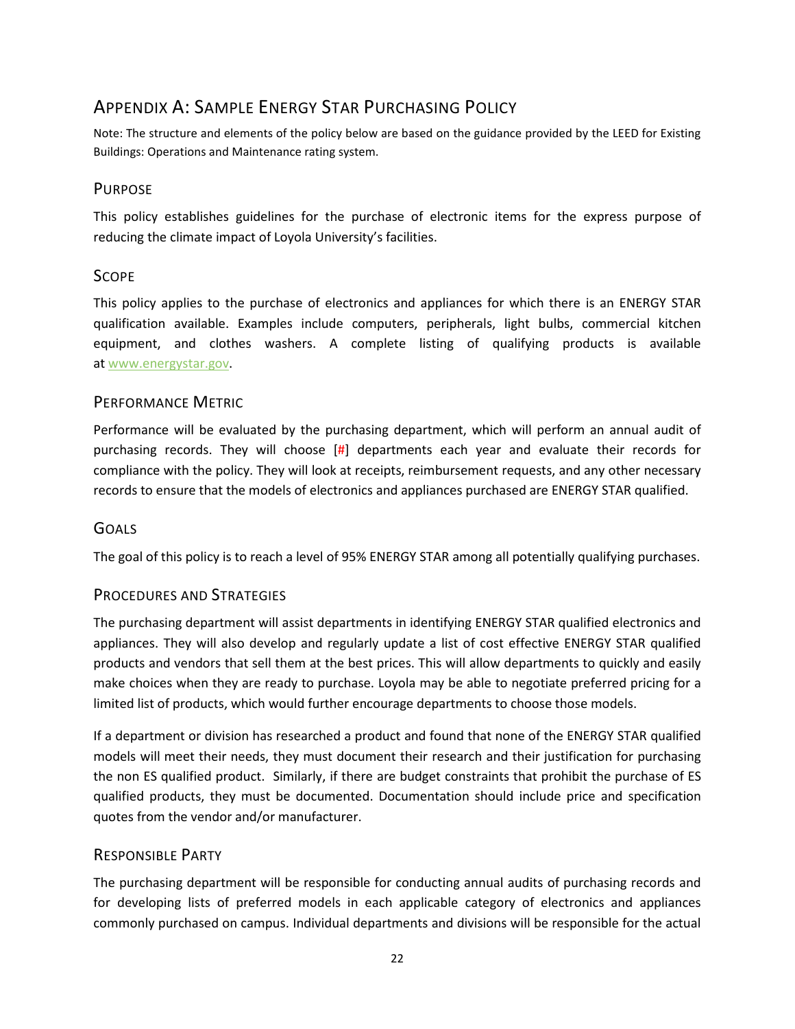## Appendix A: Sample ENERGY STAR Purchasing Policy

Note: The structure and elements of the policy below are based on the guidance provided by the LEED for Existing Buildings: Operations and Maintenance rating system.

### Purpose

This policy establishes guidelines for the purchase of electronic items for the express purpose of reducing the climate impact of Loyola University's facilities.

### Scope

This policy applies to the purchase of electronics and appliances for which there is an ENERGY STAR qualification available. Examples include computers, peripherals, light bulbs, commercial kitchen equipment, and clothes washers. A complete listing of qualifying products is available at www.energystar.gov.

### Performance Metric

Performance will be evaluated by the purchasing department, which will perform an annual audit of purchasing records. They will choose [#] departments each year and evaluate their records for compliance with the policy. They will look at receipts, reimbursement requests, and any other necessary records to ensure that the models of electronics and appliances purchased are ENERGY STAR qualified.

### Goals

The goal of this policy is to reach a level of 95% ENERGY STAR among all potentially qualifying purchases.

### Procedures and Strategies

The purchasing department will assist departments in identifying ENERGY STAR qualified electronics and appliances. They will also develop and regularly update a list of cost effective ENERGY STAR qualified products and vendors that sell them at the best prices. This will allow departments to quickly and easily make choices when they are ready to purchase. Loyola may be able to negotiate preferred pricing for a limited list of products, which would further encourage departments to choose those models.

If a department or division has researched a product and found that none of the ENERGY STAR qualified models will meet their needs, they must document their research and their justification for purchasing the non ES qualified product. Similarly, if there are budget constraints that prohibit the purchase of ES qualified products, they must be documented. Documentation should include price and specification quotes from the vendor and/or manufacturer.

### Responsible Party

The purchasing department will be responsible for conducting annual audits of purchasing records and for developing lists of preferred models in each applicable category of electronics and appliances commonly purchased on campus. Individual departments and divisions will be responsible for the actual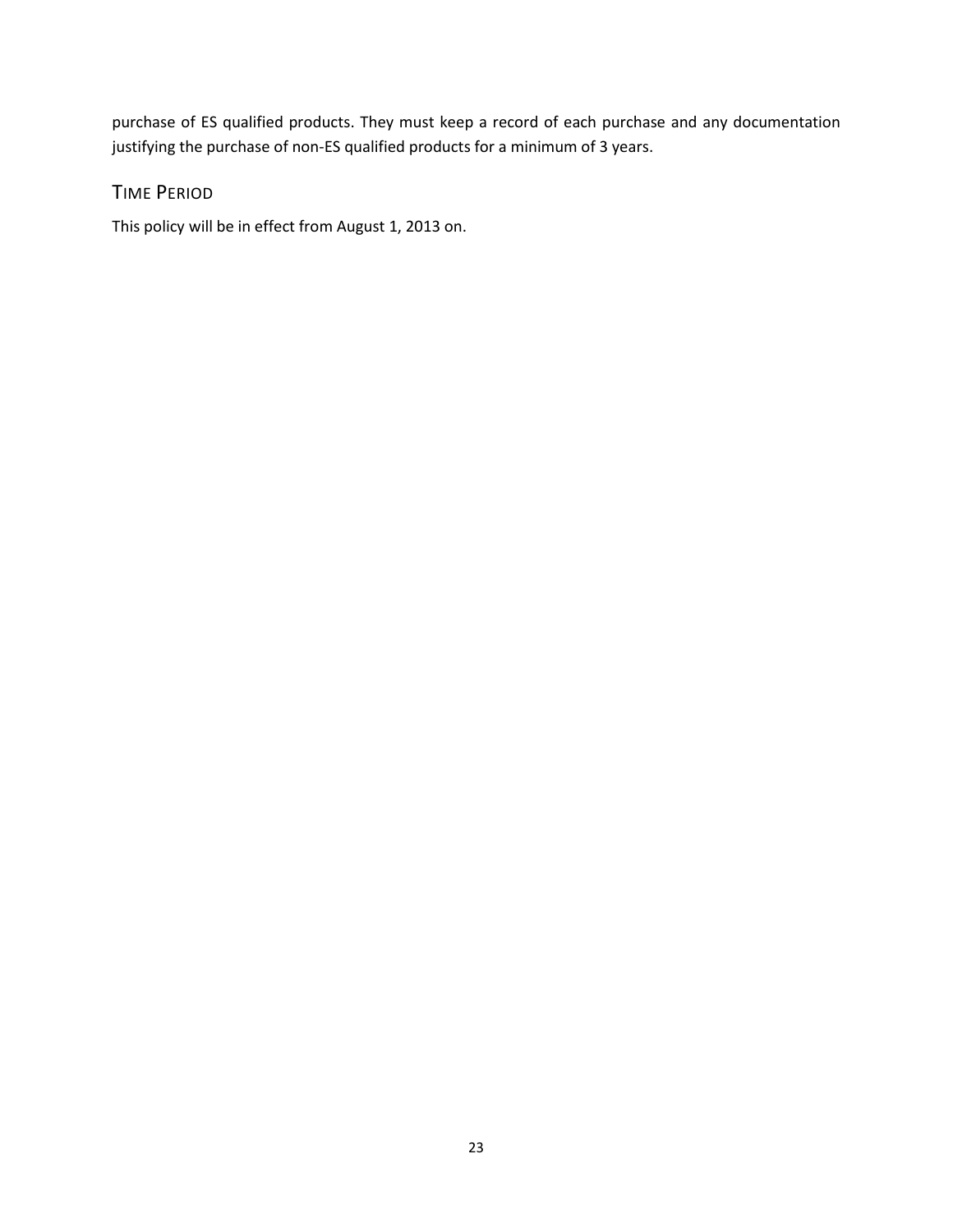purchase of ES qualified products. They must keep a record of each purchase and any documentation justifying the purchase of non-ES qualified products for a minimum of 3 years.

## Time Period

This policy will be in effect from August 1, 2013 on.